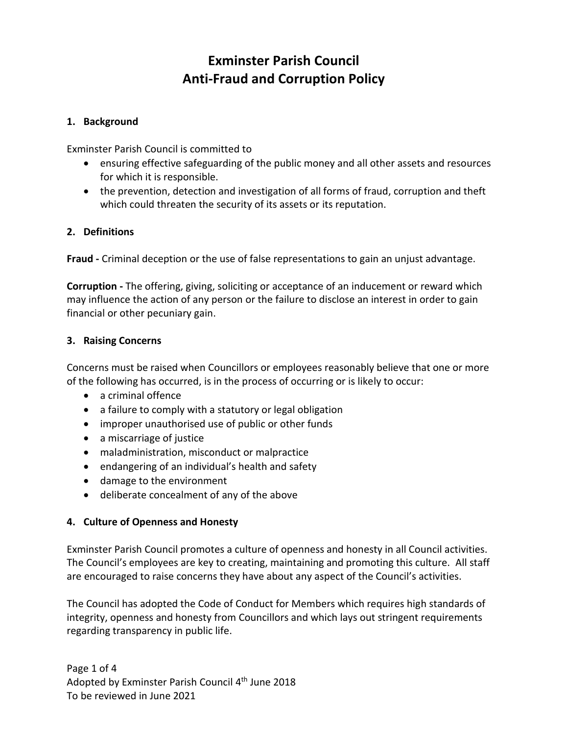# Exminster Parish Council
# Anti-Fraud and Corruption Policy

## 1. Background

Exminster Parish Council is committed to

- ensuring effective safeguarding of the public money and all other assets and resources for which it is responsible.
- the prevention, detection and investigation of all forms of fraud, corruption and theft which could threaten the security of its assets or its reputation.

## 2. Definitions

**Fraud -** Criminal deception or the use of false representations to gain an unjust advantage.

**Corruption -** The offering, giving, soliciting or acceptance of an inducement or reward which may influence the action of any person or the failure to disclose an interest in order to gain financial or other pecuniary gain.

## 3. Raising Concerns

Concerns must be raised when Councillors or employees reasonably believe that one or more of the following has occurred, is in the process of occurring or is likely to occur:

- a criminal offence
- a failure to comply with a statutory or legal obligation
- improper unauthorised use of public or other funds
- a miscarriage of justice
- maladministration, misconduct or malpractice
- endangering of an individual's health and safety
- damage to the environment
- deliberate concealment of any of the above

## 4. Culture of Openness and Honesty

Exminster Parish Council promotes a culture of openness and honesty in all Council activities. The Council's employees are key to creating, maintaining and promoting this culture. All staff are encouraged to raise concerns they have about any aspect of the Council's activities.

The Council has adopted the Code of Conduct for Members which requires high standards of integrity, openness and honesty from Councillors and which lays out stringent requirements regarding transparency in public life.

Adopted by Exminster Parish Council 4th June 2018
To be reviewed in June 2021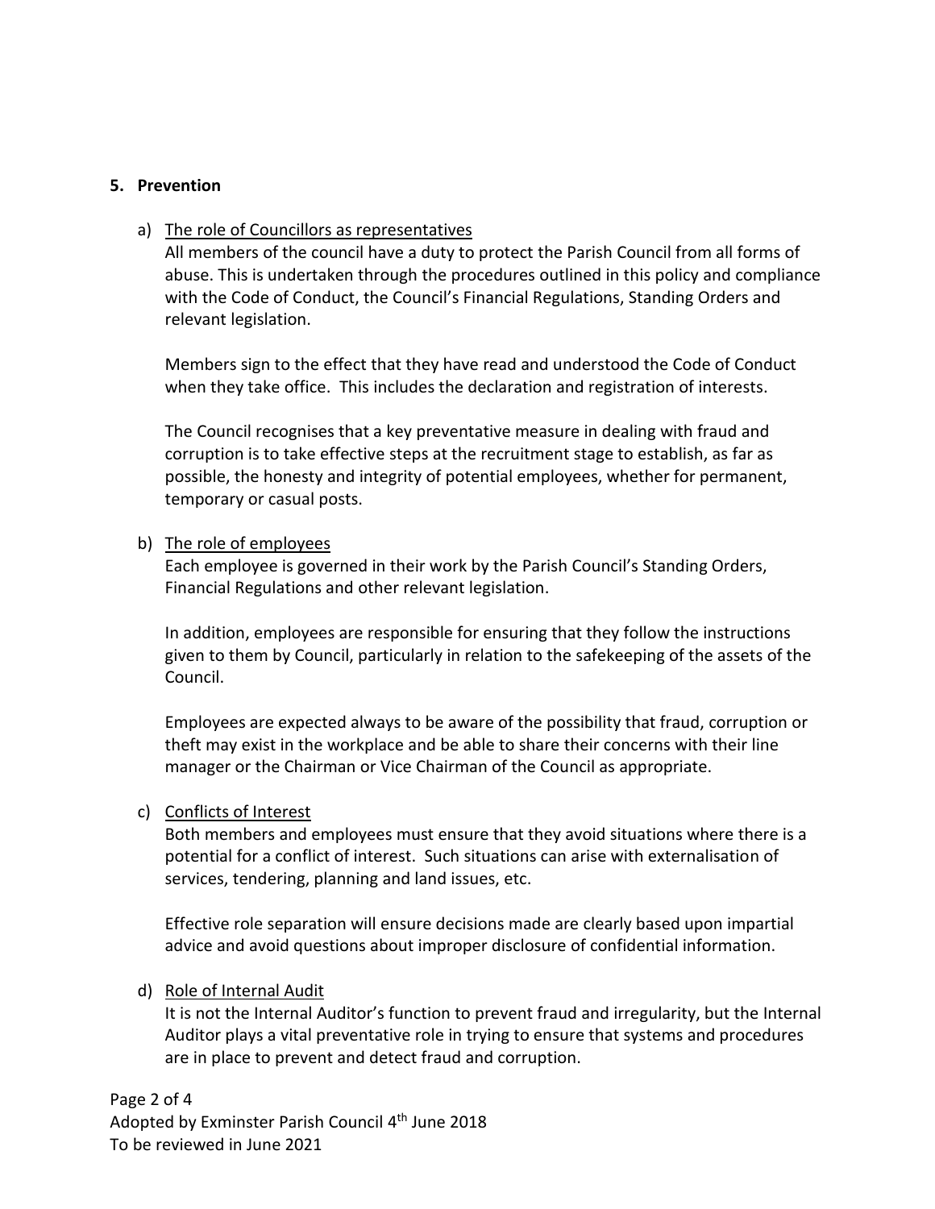## 5. Prevention

a) <u>The role of Councillors as representatives</u>

All members of the council have a duty to protect the Parish Council from all forms of abuse. This is undertaken through the procedures outlined in this policy and compliance with the Code of Conduct, the Council's Financial Regulations, Standing Orders and relevant legislation.

Members sign to the effect that they have read and understood the Code of Conduct when they take office. This includes the declaration and registration of interests.

The Council recognises that a key preventative measure in dealing with fraud and corruption is to take effective steps at the recruitment stage to establish, as far as possible, the honesty and integrity of potential employees, whether for permanent, temporary or casual posts.

b) <u>The role of employees</u>

Each employee is governed in their work by the Parish Council's Standing Orders, Financial Regulations and other relevant legislation.

In addition, employees are responsible for ensuring that they follow the instructions given to them by Council, particularly in relation to the safekeeping of the assets of the Council.

Employees are expected always to be aware of the possibility that fraud, corruption or theft may exist in the workplace and be able to share their concerns with their line manager or the Chairman or Vice Chairman of the Council as appropriate.

c) <u>Conflicts of Interest</u>

Both members and employees must ensure that they avoid situations where there is a potential for a conflict of interest. Such situations can arise with externalisation of services, tendering, planning and land issues, etc.

Effective role separation will ensure decisions made are clearly based upon impartial advice and avoid questions about improper disclosure of confidential information.

d) <u>Role of Internal Audit</u>

It is not the Internal Auditor's function to prevent fraud and irregularity, but the Internal Auditor plays a vital preventative role in trying to ensure that systems and procedures are in place to prevent and detect fraud and corruption.

Adopted by Exminster Parish Council 4th June 2018
To be reviewed in June 2021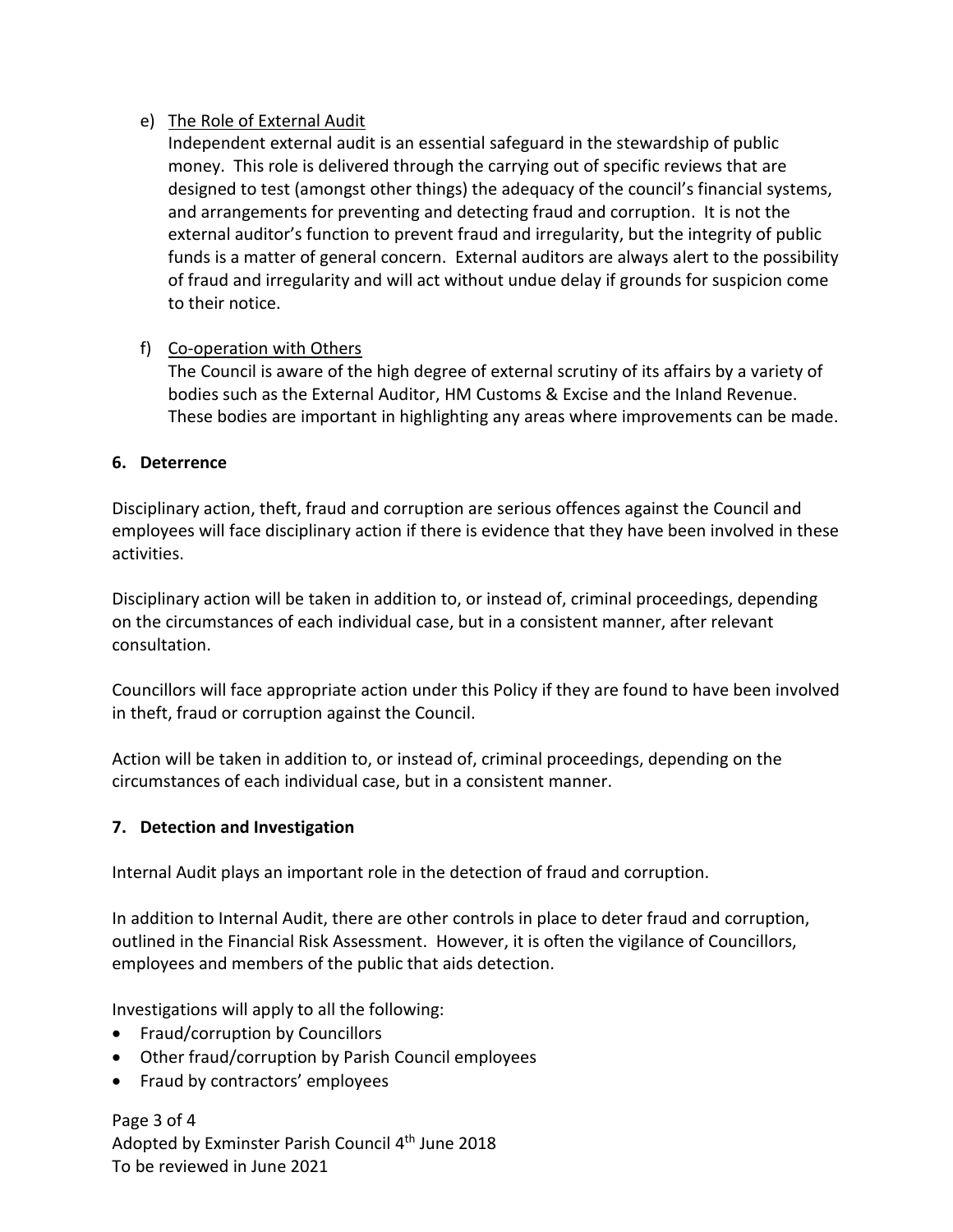e) <u>The Role of External Audit</u>

Independent external audit is an essential safeguard in the stewardship of public money. This role is delivered through the carrying out of specific reviews that are designed to test (amongst other things) the adequacy of the council's financial systems, and arrangements for preventing and detecting fraud and corruption. It is not the external auditor's function to prevent fraud and irregularity, but the integrity of public funds is a matter of general concern. External auditors are always alert to the possibility of fraud and irregularity and will act without undue delay if grounds for suspicion come to their notice.

f) <u>Co-operation with Others</u>

The Council is aware of the high degree of external scrutiny of its affairs by a variety of bodies such as the External Auditor, HM Customs & Excise and the Inland Revenue. These bodies are important in highlighting any areas where improvements can be made.

## 6. Deterrence

Disciplinary action, theft, fraud and corruption are serious offences against the Council and employees will face disciplinary action if there is evidence that they have been involved in these activities.

Disciplinary action will be taken in addition to, or instead of, criminal proceedings, depending on the circumstances of each individual case, but in a consistent manner, after relevant consultation.

Councillors will face appropriate action under this Policy if they are found to have been involved in theft, fraud or corruption against the Council.

Action will be taken in addition to, or instead of, criminal proceedings, depending on the circumstances of each individual case, but in a consistent manner.

## 7. Detection and Investigation

Internal Audit plays an important role in the detection of fraud and corruption.

In addition to Internal Audit, there are other controls in place to deter fraud and corruption, outlined in the Financial Risk Assessment. However, it is often the vigilance of Councillors, employees and members of the public that aids detection.

Investigations will apply to all the following:

- Fraud/corruption by Councillors
- Other fraud/corruption by Parish Council employees
- Fraud by contractors' employees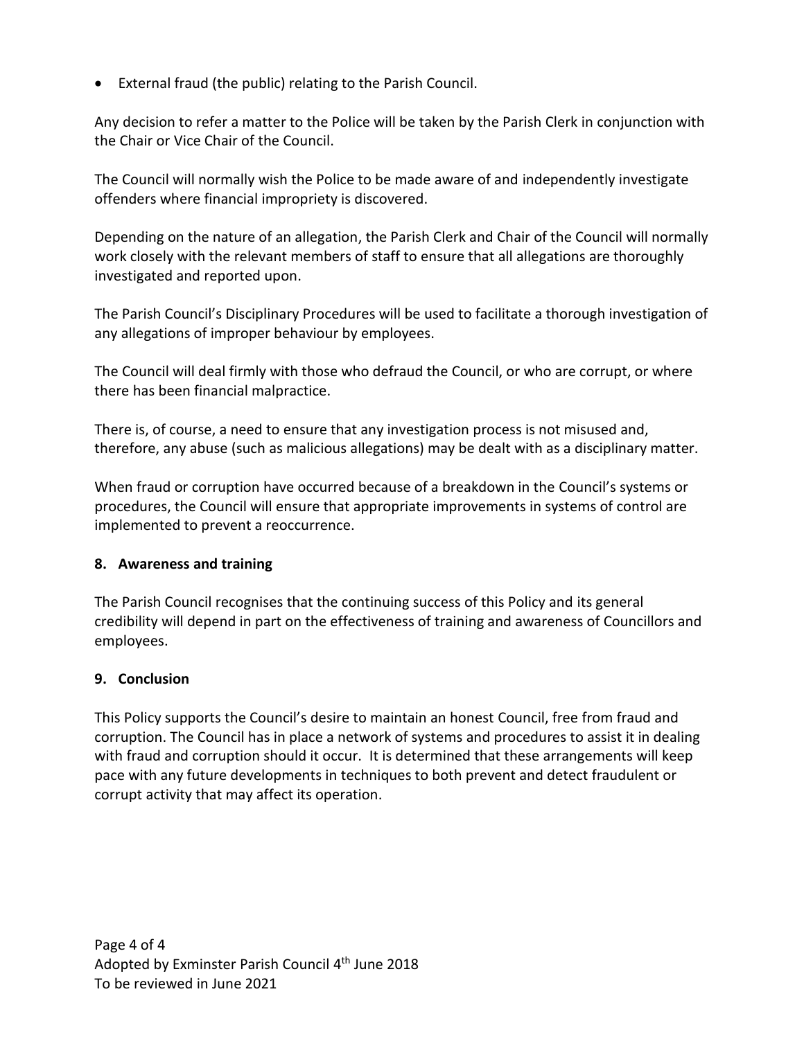- External fraud (the public) relating to the Parish Council.

Any decision to refer a matter to the Police will be taken by the Parish Clerk in conjunction with the Chair or Vice Chair of the Council.

The Council will normally wish the Police to be made aware of and independently investigate offenders where financial impropriety is discovered.

Depending on the nature of an allegation, the Parish Clerk and Chair of the Council will normally work closely with the relevant members of staff to ensure that all allegations are thoroughly investigated and reported upon.

The Parish Council's Disciplinary Procedures will be used to facilitate a thorough investigation of any allegations of improper behaviour by employees.

The Council will deal firmly with those who defraud the Council, or who are corrupt, or where there has been financial malpractice.

There is, of course, a need to ensure that any investigation process is not misused and, therefore, any abuse (such as malicious allegations) may be dealt with as a disciplinary matter.

When fraud or corruption have occurred because of a breakdown in the Council's systems or procedures, the Council will ensure that appropriate improvements in systems of control are implemented to prevent a reoccurrence.

## 8. Awareness and training

The Parish Council recognises that the continuing success of this Policy and its general credibility will depend in part on the effectiveness of training and awareness of Councillors and employees.

## 9. Conclusion

This Policy supports the Council's desire to maintain an honest Council, free from fraud and corruption. The Council has in place a network of systems and procedures to assist it in dealing with fraud and corruption should it occur. It is determined that these arrangements will keep pace with any future developments in techniques to both prevent and detect fraudulent or corrupt activity that may affect its operation.

Adopted by Exminster Parish Council 4th June 2018
To be reviewed in June 2021